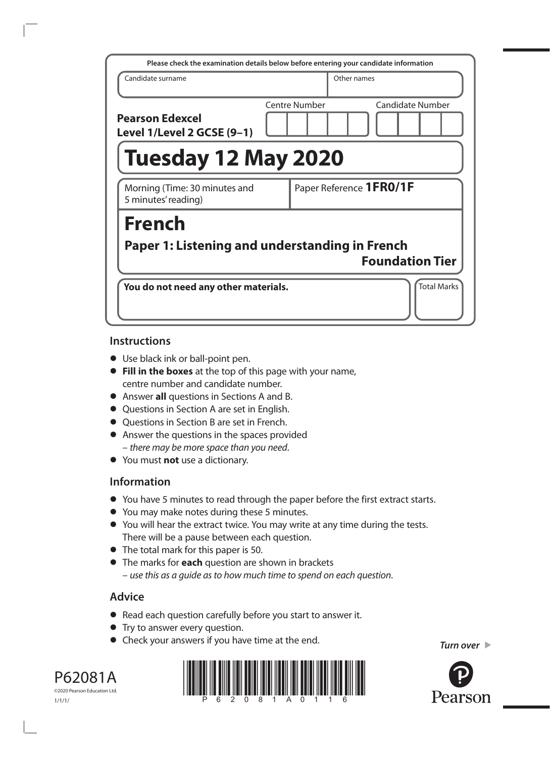Please check the examination details below before entering your candidate information

| Candidate surname | Other names |
| --- | --- |
| | |

**Pearson Edexcel Level 1/Level 2 GCSE (9–1)**

Centre Number | Candidate Number

# Tuesday 12 May 2020

Morning (Time: 30 minutes and 5 minutes' reading)

Paper Reference **1FR0/1F**

# French

## Paper 1: Listening and understanding in French

**Foundation Tier**

**You do not need any other materials.**

Total Marks

## Instructions

- Use black ink or ball-point pen.
- **Fill in the boxes** at the top of this page with your name, centre number and candidate number.
- Answer **all** questions in Sections A and B.
- Questions in Section A are set in English.
- Questions in Section B are set in French.
- Answer the questions in the spaces provided – *there may be more space than you need*.
- You must **not** use a dictionary.

## Information

- You have 5 minutes to read through the paper before the first extract starts.
- You may make notes during these 5 minutes.
- You will hear the extract twice. You may write at any time during the tests. There will be a pause between each question.
- The total mark for this paper is 50.
- The marks for **each** question are shown in brackets – *use this as a guide as to how much time to spend on each question*.

## Advice

- Read each question carefully before you start to answer it.
- Try to answer every question.
- Check your answers if you have time at the end.

*Turn over*

P62081A

©2020 Pearson Education Ltd.

1/1/1/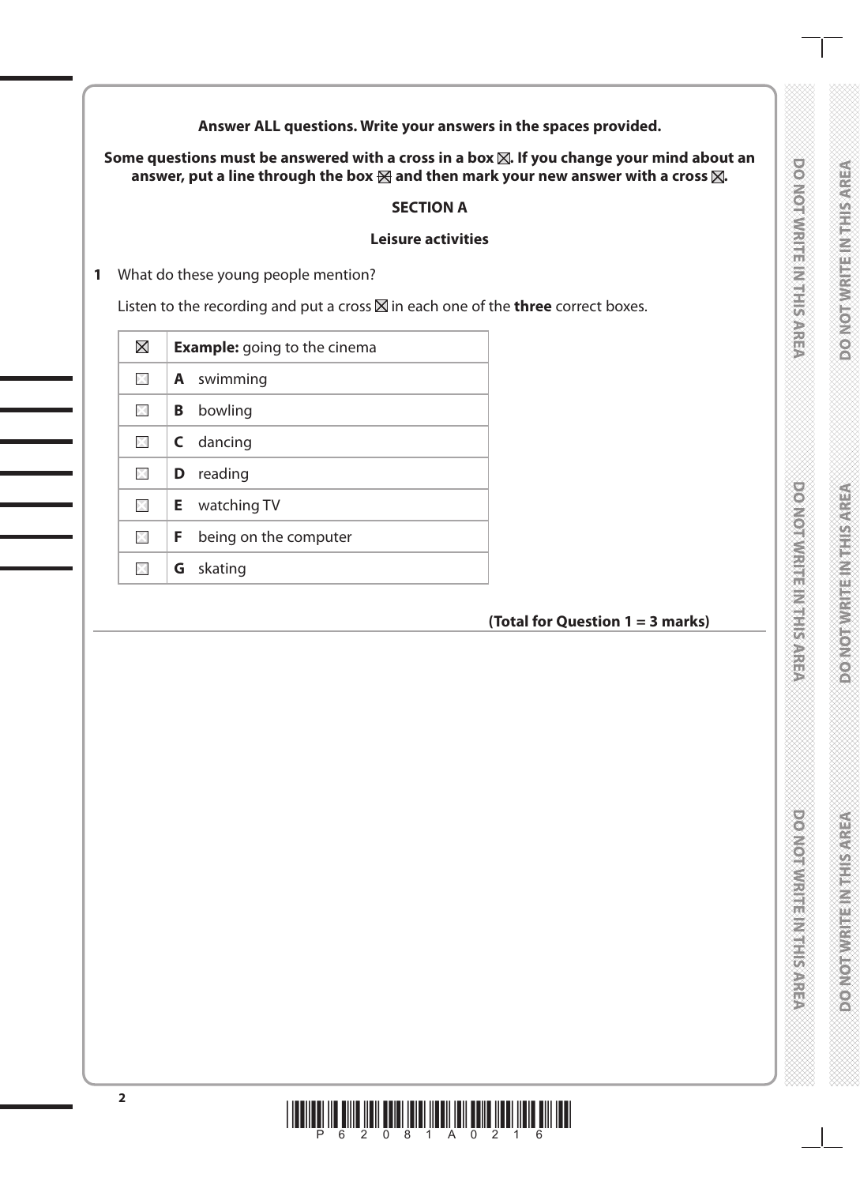**Answer ALL questions. Write your answers in the spaces provided.**

**Some questions must be answered with a cross in a box ☒. If you change your mind about an answer, put a line through the box ☒ and then mark your new answer with a cross ☒.**

## SECTION A

### Leisure activities

**1** What do these young people mention?

Listen to the recording and put a cross ☒ in each one of the **three** correct boxes.

| | |
|---|---|
| ☒ | **Example:** going to the cinema |
| ☐ | **A** swimming |
| ☐ | **B** bowling |
| ☐ | **C** dancing |
| ☐ | **D** reading |
| ☐ | **E** watching TV |
| ☐ | **F** being on the computer |
| ☐ | **G** skating |

**(Total for Question 1 = 3 marks)**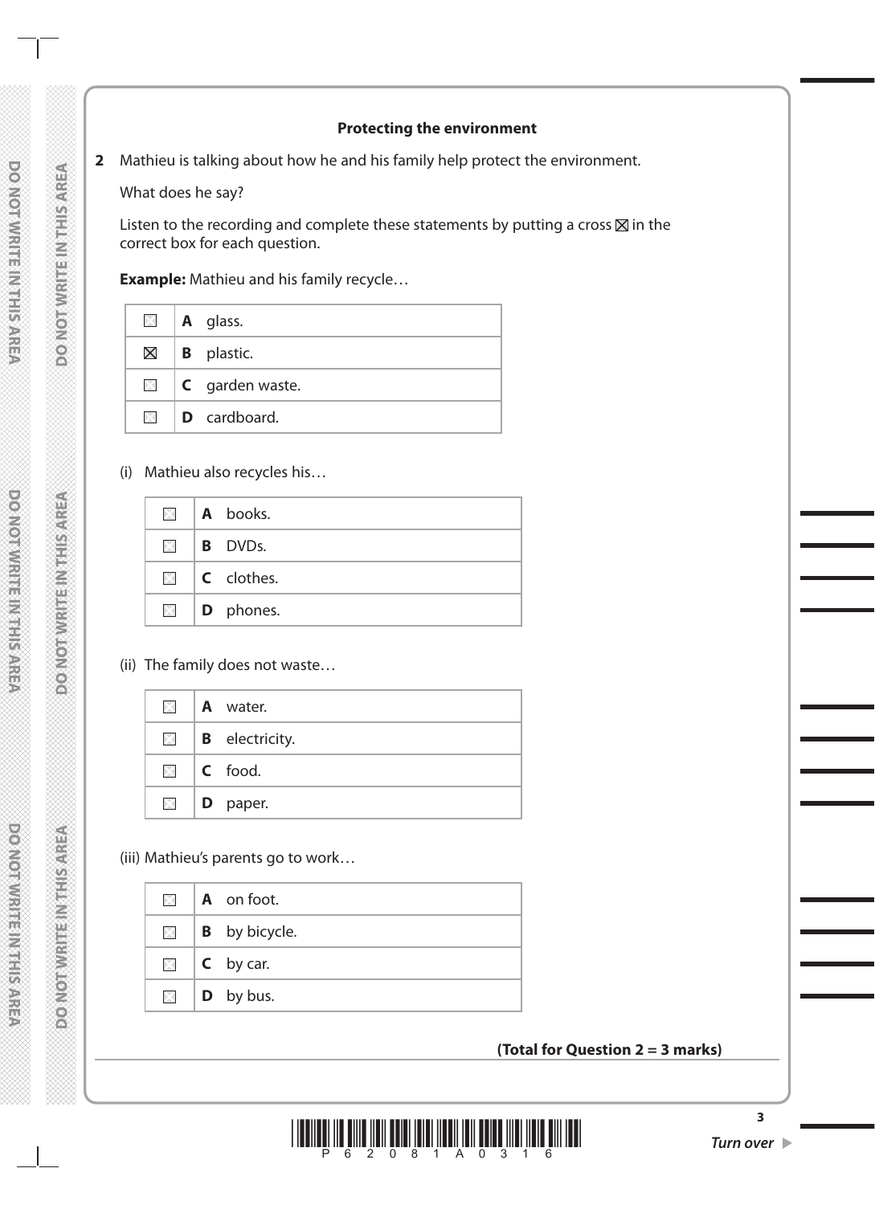**Protecting the environment**

**2** Mathieu is talking about how he and his family help protect the environment.

What does he say?

Listen to the recording and complete these statements by putting a cross ☒ in the correct box for each question.

**Example:** Mathieu and his family recycle…

| | |
|---|---|
| ☐ | **A** glass. |
| ☒ | **B** plastic. |
| ☐ | **C** garden waste. |
| ☐ | **D** cardboard. |

(i) Mathieu also recycles his…

| | |
|---|---|
| ☐ | **A** books. |
| ☐ | **B** DVDs. |
| ☐ | **C** clothes. |
| ☐ | **D** phones. |

(ii) The family does not waste…

| | |
|---|---|
| ☐ | **A** water. |
| ☐ | **B** electricity. |
| ☐ | **C** food. |
| ☐ | **D** paper. |

(iii) Mathieu's parents go to work…

| | |
|---|---|
| ☐ | **A** on foot. |
| ☐ | **B** by bicycle. |
| ☐ | **C** by car. |
| ☐ | **D** by bus. |

**(Total for Question 2 = 3 marks)**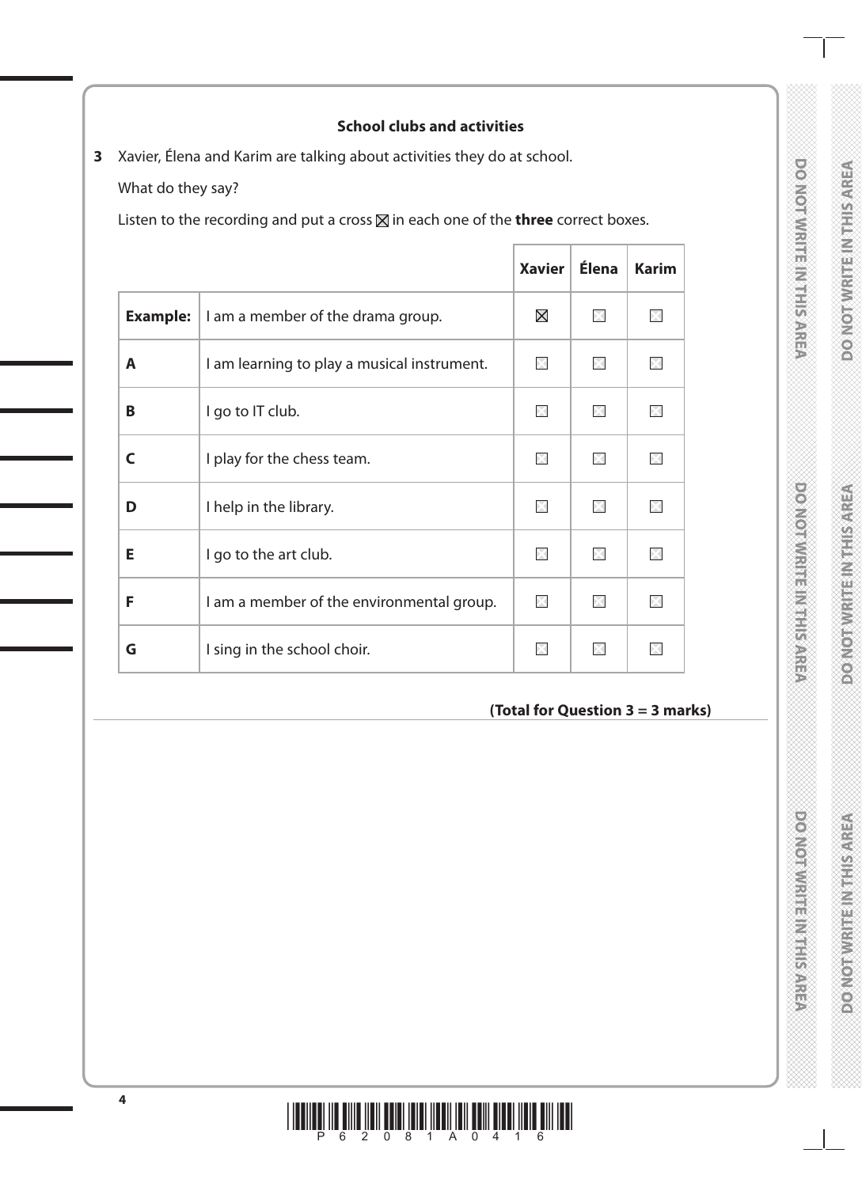**School clubs and activities**

**3** Xavier, Élena and Karim are talking about activities they do at school.

What do they say?

Listen to the recording and put a cross ☒ in each one of the **three** correct boxes.

| | | **Xavier** | **Élena** | **Karim** |
|---|---|---|---|---|
| **Example:** | I am a member of the drama group. | ☒ | ☐ | ☐ |
| **A** | I am learning to play a musical instrument. | ☐ | ☐ | ☐ |
| **B** | I go to IT club. | ☐ | ☐ | ☐ |
| **C** | I play for the chess team. | ☐ | ☐ | ☐ |
| **D** | I help in the library. | ☐ | ☐ | ☐ |
| **E** | I go to the art club. | ☐ | ☐ | ☐ |
| **F** | I am a member of the environmental group. | ☐ | ☐ | ☐ |
| **G** | I sing in the school choir. | ☐ | ☐ | ☐ |

**(Total for Question 3 = 3 marks)**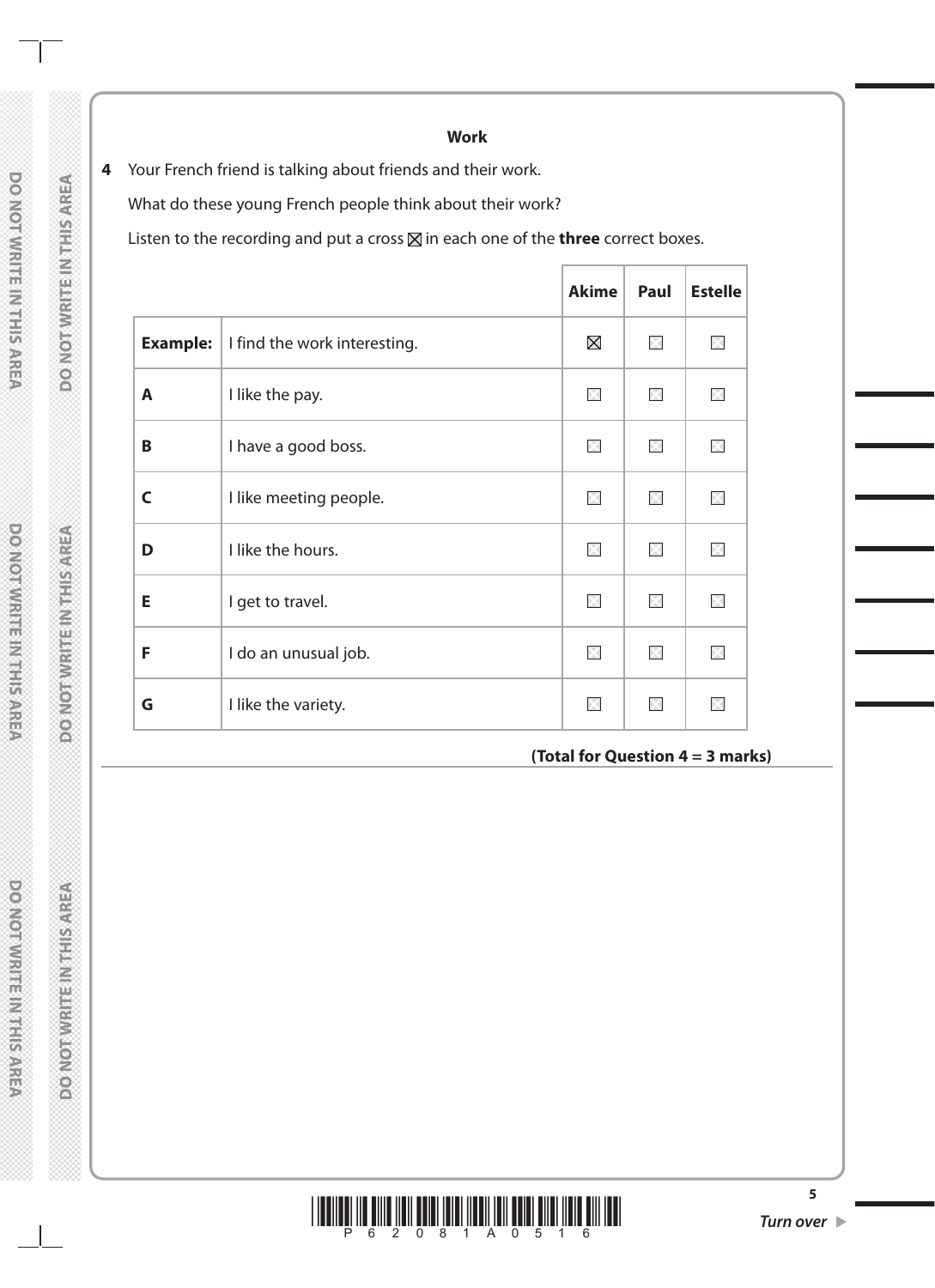**Work**

**4** Your French friend is talking about friends and their work.

What do these young French people think about their work?

Listen to the recording and put a cross ☒ in each one of the **three** correct boxes.

| | | Akime | Paul | Estelle |
|---|---|---|---|---|
| **Example:** | I find the work interesting. | ☒ | ☐ | ☐ |
| **A** | I like the pay. | ☐ | ☐ | ☐ |
| **B** | I have a good boss. | ☐ | ☐ | ☐ |
| **C** | I like meeting people. | ☐ | ☐ | ☐ |
| **D** | I like the hours. | ☐ | ☐ | ☐ |
| **E** | I get to travel. | ☐ | ☐ | ☐ |
| **F** | I do an unusual job. | ☐ | ☐ | ☐ |
| **G** | I like the variety. | ☐ | ☐ | ☐ |

**(Total for Question 4 = 3 marks)**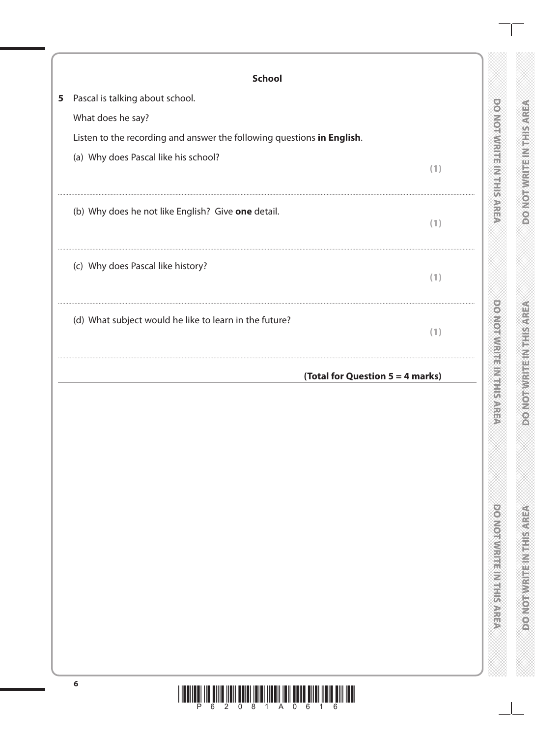## School

**5** Pascal is talking about school.

What does he say?

Listen to the recording and answer the following questions **in English**.

(a) Why does Pascal like his school?

**(1)**

.......................................................................................................................................................

(b) Why does he not like English? Give **one** detail.

**(1)**

.......................................................................................................................................................

(c) Why does Pascal like history?

**(1)**

.......................................................................................................................................................

(d) What subject would he like to learn in the future?

**(1)**

.......................................................................................................................................................

**(Total for Question 5 = 4 marks)**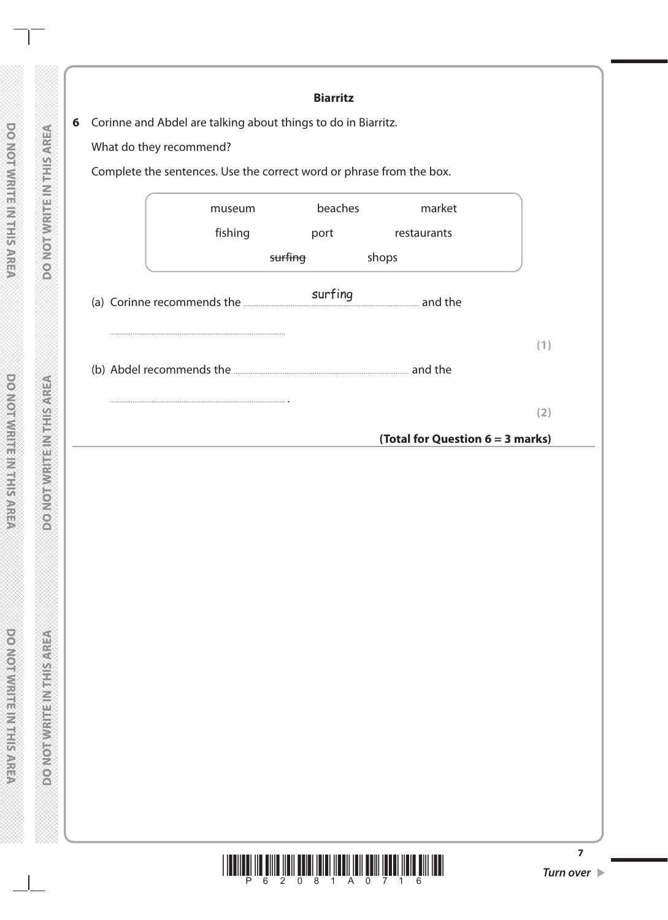**Biarritz**

**6** Corinne and Abdel are talking about things to do in Biarritz.

What do they recommend?

Complete the sentences. Use the correct word or phrase from the box.

| museum | beaches | market |
|---|---|---|
| fishing | port | restaurants |
| ~~surfing~~ | shops | |

(a) Corinne recommends the ..........surfing.......... and the

..........................................

**(1)**

(b) Abdel recommends the .......................................... and the

.......................................... .

**(2)**

**(Total for Question 6 = 3 marks)**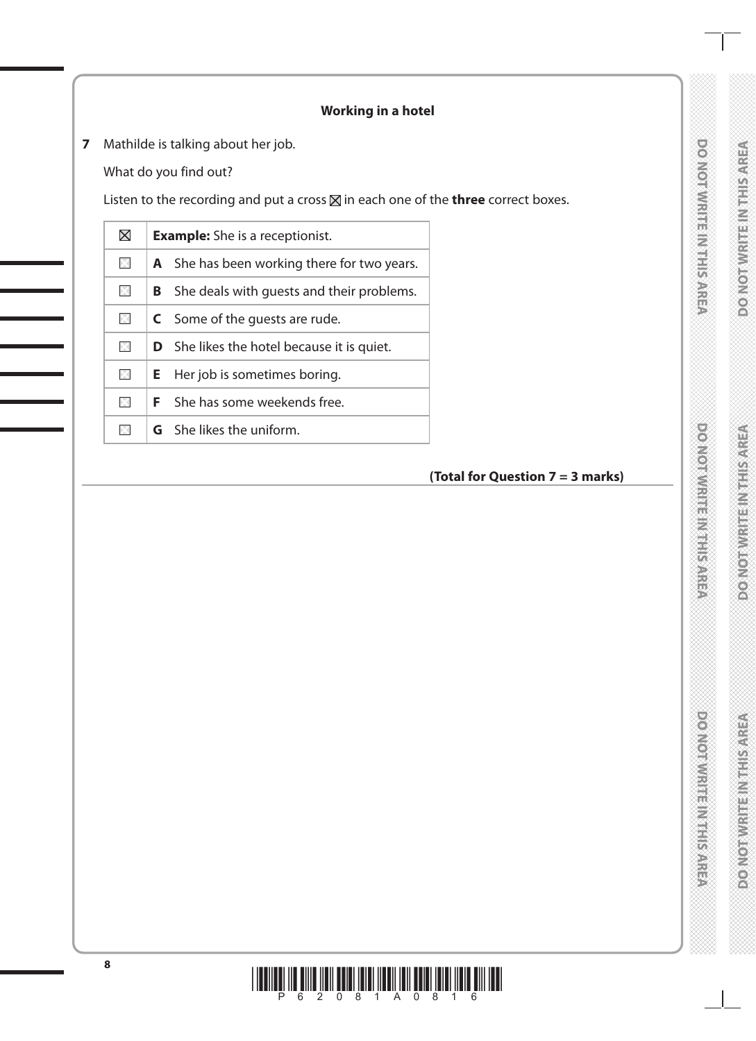### Working in a hotel

**7** Mathilde is talking about her job.

What do you find out?

Listen to the recording and put a cross ☒ in each one of the **three** correct boxes.

| | |
|---|---|
| ☒ | **Example:** She is a receptionist. |
| ☐ | **A** She has been working there for two years. |
| ☐ | **B** She deals with guests and their problems. |
| ☐ | **C** Some of the guests are rude. |
| ☐ | **D** She likes the hotel because it is quiet. |
| ☐ | **E** Her job is sometimes boring. |
| ☐ | **F** She has some weekends free. |
| ☐ | **G** She likes the uniform. |

**(Total for Question 7 = 3 marks)**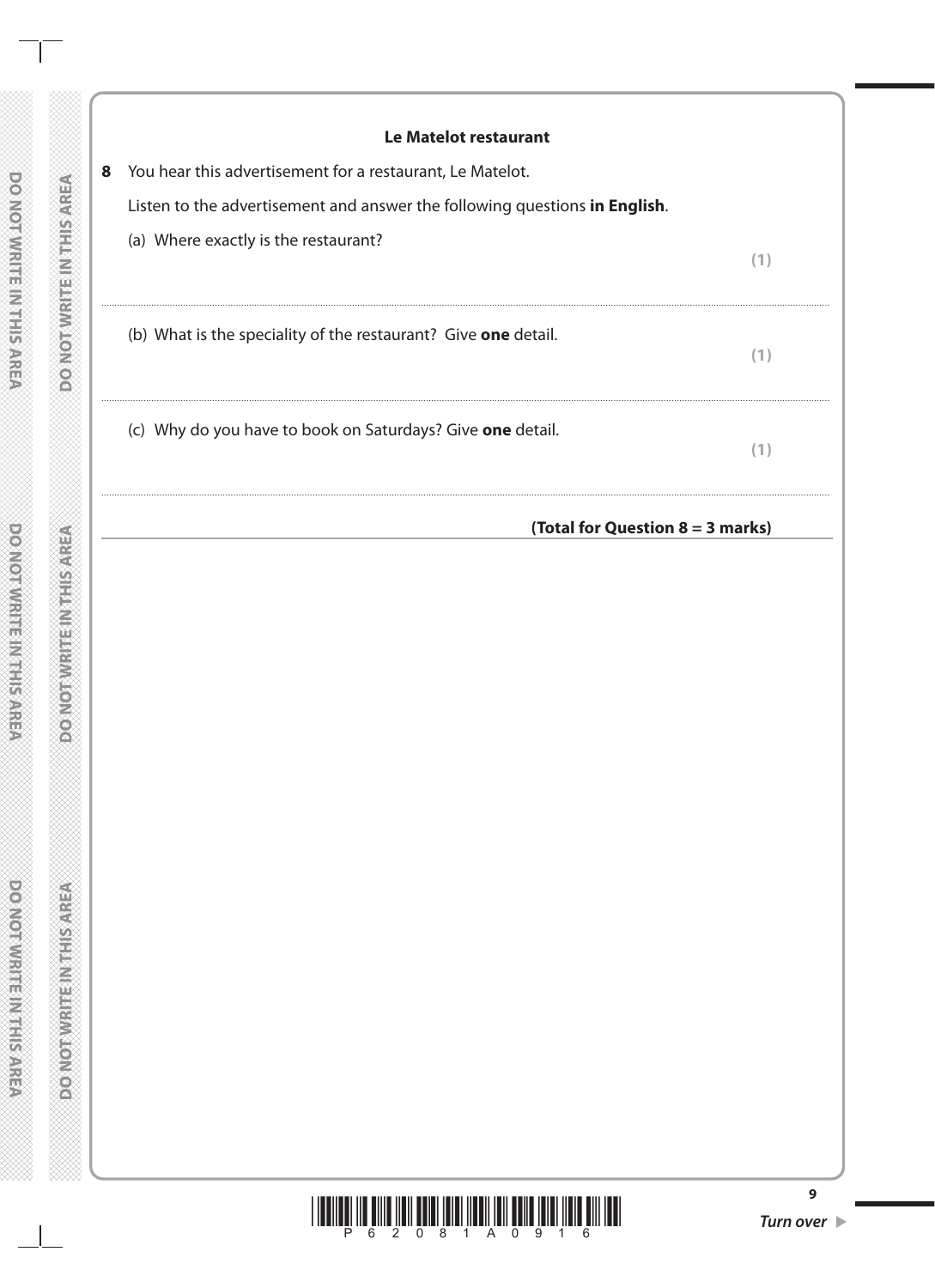### Le Matelot restaurant

**8** You hear this advertisement for a restaurant, Le Matelot.

Listen to the advertisement and answer the following questions **in English**.

(a) Where exactly is the restaurant? **(1)**

..................................................................................................................................................................

(b) What is the speciality of the restaurant? Give **one** detail. **(1)**

..................................................................................................................................................................

(c) Why do you have to book on Saturdays? Give **one** detail. **(1)**

..................................................................................................................................................................

**(Total for Question 8 = 3 marks)**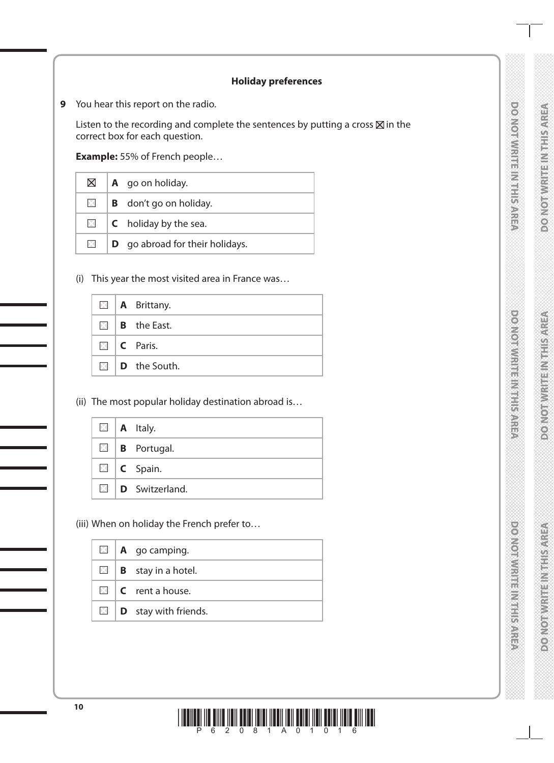**Holiday preferences**

**9** You hear this report on the radio.

Listen to the recording and complete the sentences by putting a cross ☒ in the correct box for each question.

**Example:** 55% of French people…

| | |
|---|---|
| ☒ | **A** go on holiday. |
| ☐ | **B** don't go on holiday. |
| ☐ | **C** holiday by the sea. |
| ☐ | **D** go abroad for their holidays. |

(i) This year the most visited area in France was…

| | |
|---|---|
| ☐ | **A** Brittany. |
| ☐ | **B** the East. |
| ☐ | **C** Paris. |
| ☐ | **D** the South. |

(ii) The most popular holiday destination abroad is…

| | |
|---|---|
| ☐ | **A** Italy. |
| ☐ | **B** Portugal. |
| ☐ | **C** Spain. |
| ☐ | **D** Switzerland. |

(iii) When on holiday the French prefer to…

| | |
|---|---|
| ☐ | **A** go camping. |
| ☐ | **B** stay in a hotel. |
| ☐ | **C** rent a house. |
| ☐ | **D** stay with friends. |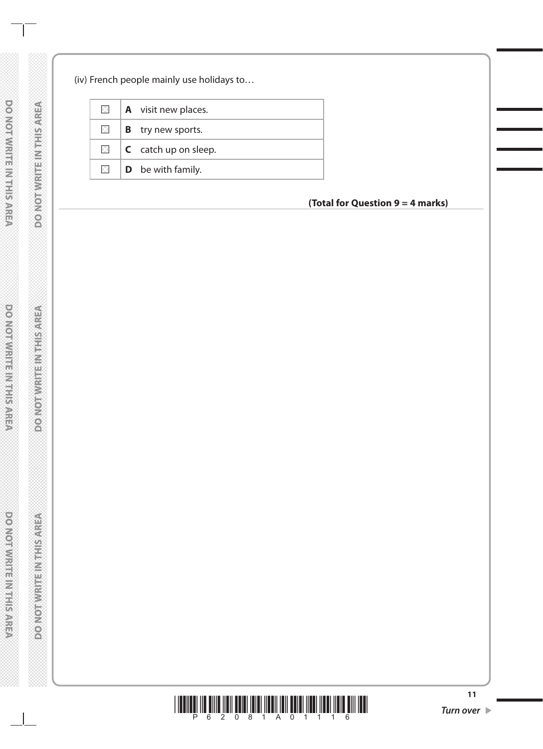(iv) French people mainly use holidays to…

| | |
|---|---|
| ☐ | **A** visit new places. |
| ☐ | **B** try new sports. |
| ☐ | **C** catch up on sleep. |
| ☐ | **D** be with family. |

**(Total for Question 9 = 4 marks)**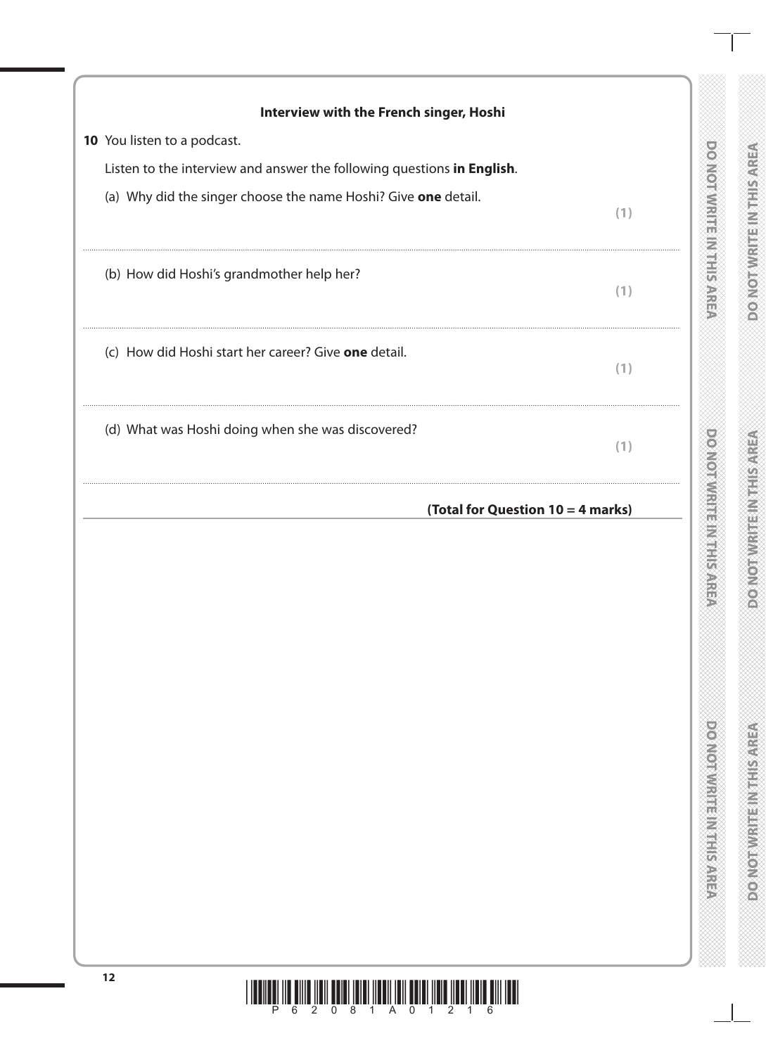**Interview with the French singer, Hoshi**

**10** You listen to a podcast.

Listen to the interview and answer the following questions **in English**.

(a) Why did the singer choose the name Hoshi? Give **one** detail.

**(1)**

..............................................................................................................................................

(b) How did Hoshi's grandmother help her?

**(1)**

..............................................................................................................................................

(c) How did Hoshi start her career? Give **one** detail.

**(1)**

..............................................................................................................................................

(d) What was Hoshi doing when she was discovered?

**(1)**

..............................................................................................................................................

**(Total for Question 10 = 4 marks)**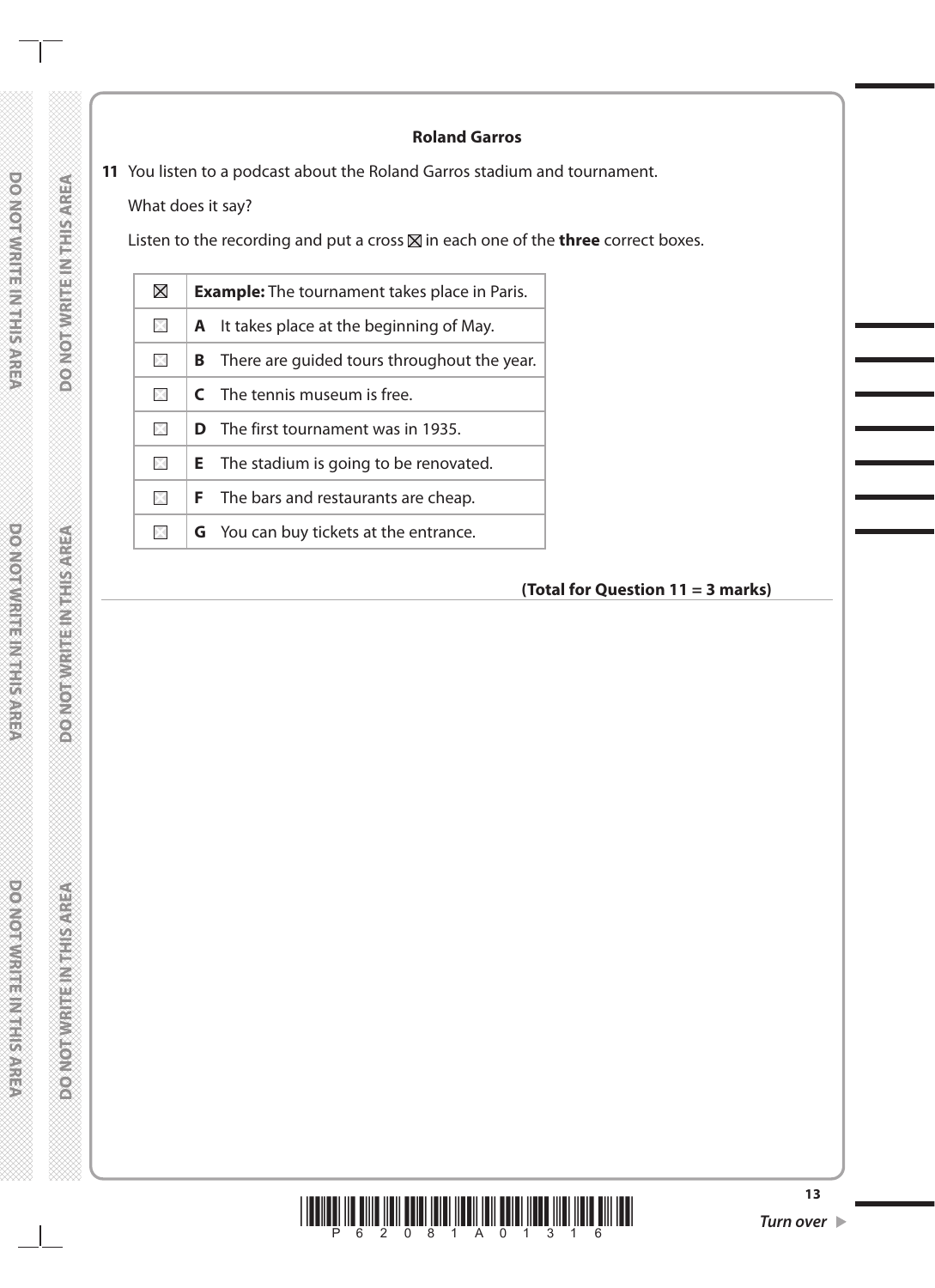## Roland Garros

**11** You listen to a podcast about the Roland Garros stadium and tournament.

What does it say?

Listen to the recording and put a cross ☒ in each one of the **three** correct boxes.

| | |
|---|---|
| ☒ | **Example:** The tournament takes place in Paris. |
| ☐ | **A** It takes place at the beginning of May. |
| ☐ | **B** There are guided tours throughout the year. |
| ☐ | **C** The tennis museum is free. |
| ☐ | **D** The first tournament was in 1935. |
| ☐ | **E** The stadium is going to be renovated. |
| ☐ | **F** The bars and restaurants are cheap. |
| ☐ | **G** You can buy tickets at the entrance. |

**(Total for Question 11 = 3 marks)**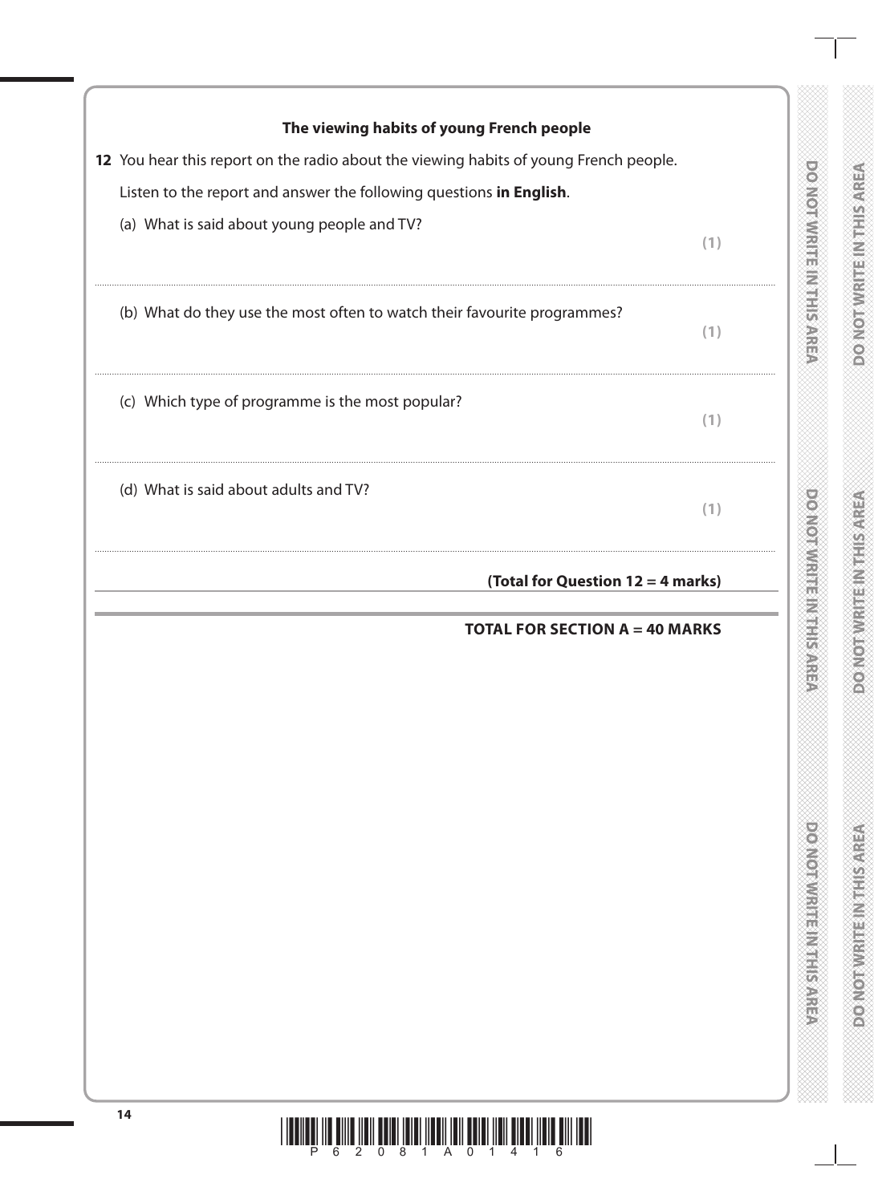**The viewing habits of young French people**

**12** You hear this report on the radio about the viewing habits of young French people.

Listen to the report and answer the following questions **in English**.

(a) What is said about young people and TV? **(1)**

..............................................................................................................................................

(b) What do they use the most often to watch their favourite programmes? **(1)**

..............................................................................................................................................

(c) Which type of programme is the most popular? **(1)**

..............................................................................................................................................

(d) What is said about adults and TV? **(1)**

..............................................................................................................................................

**(Total for Question 12 = 4 marks)**

**TOTAL FOR SECTION A = 40 MARKS**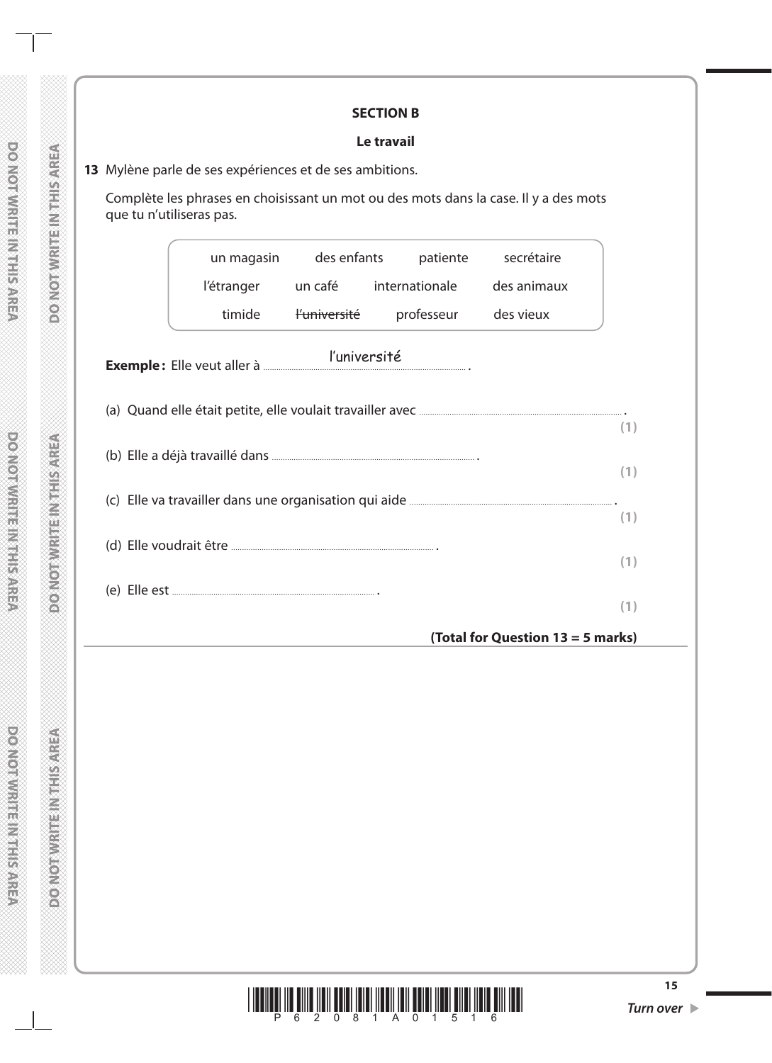## SECTION B

### Le travail

**13** Mylène parle de ses expériences et de ses ambitions.

Complète les phrases en choisissant un mot ou des mots dans la case. Il y a des mots que tu n'utiliseras pas.

| | | | |
|---|---|---|---|
| un magasin | des enfants | patiente | secrétaire |
| l'étranger | un café | internationale | des animaux |
| timide | ~~l'université~~ | professeur | des vieux |

**Exemple :** Elle veut aller à l'université .

(a) Quand elle était petite, elle voulait travailler avec .................................................. . **(1)**

(b) Elle a déjà travaillé dans .................................................. . **(1)**

(c) Elle va travailler dans une organisation qui aide .................................................. . **(1)**

(d) Elle voudrait être .................................................. . **(1)**

(e) Elle est .................................................. . **(1)**

**(Total for Question 13 = 5 marks)**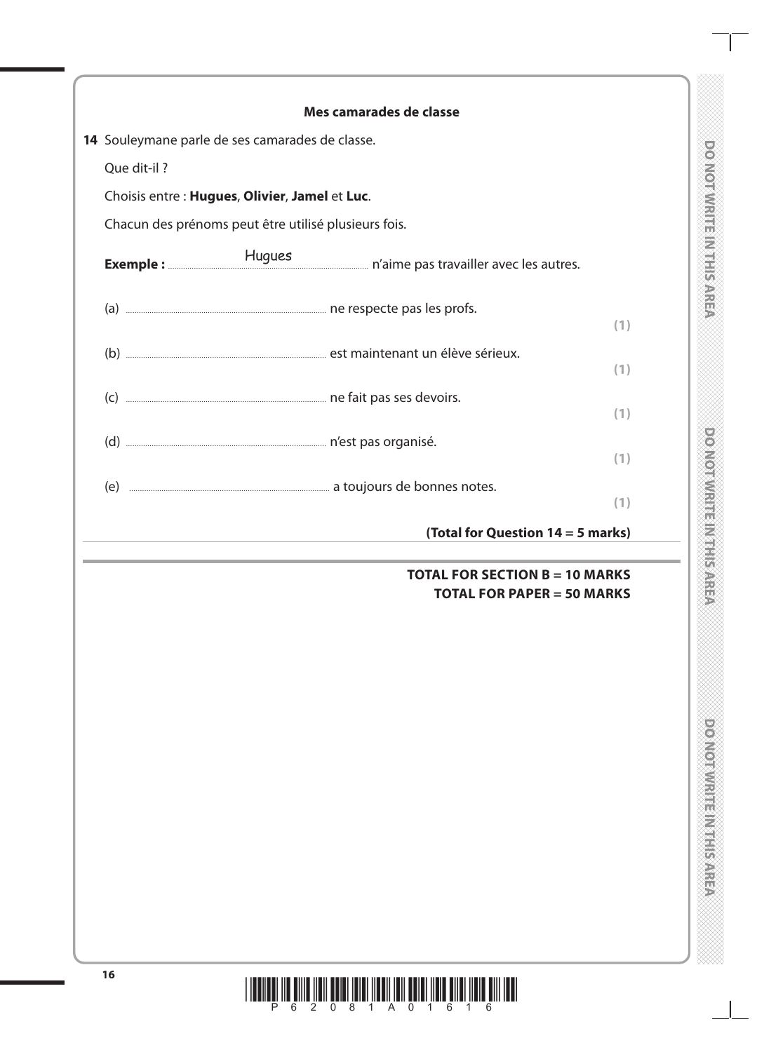## Mes camarades de classe

**14** Souleymane parle de ses camarades de classe.

Que dit-il ?

Choisis entre : **Hugues**, **Olivier**, **Jamel** et **Luc**.

Chacun des prénoms peut être utilisé plusieurs fois.

**Exemple :** ..........Hugues.......... n'aime pas travailler avec les autres.

(a) ................................................ ne respecte pas les profs. **(1)**

(b) ................................................ est maintenant un élève sérieux. **(1)**

(c) ................................................ ne fait pas ses devoirs. **(1)**

(d) ................................................ n'est pas organisé. **(1)**

(e) ................................................ a toujours de bonnes notes. **(1)**

**(Total for Question 14 = 5 marks)**

**TOTAL FOR SECTION B = 10 MARKS**

**TOTAL FOR PAPER = 50 MARKS**